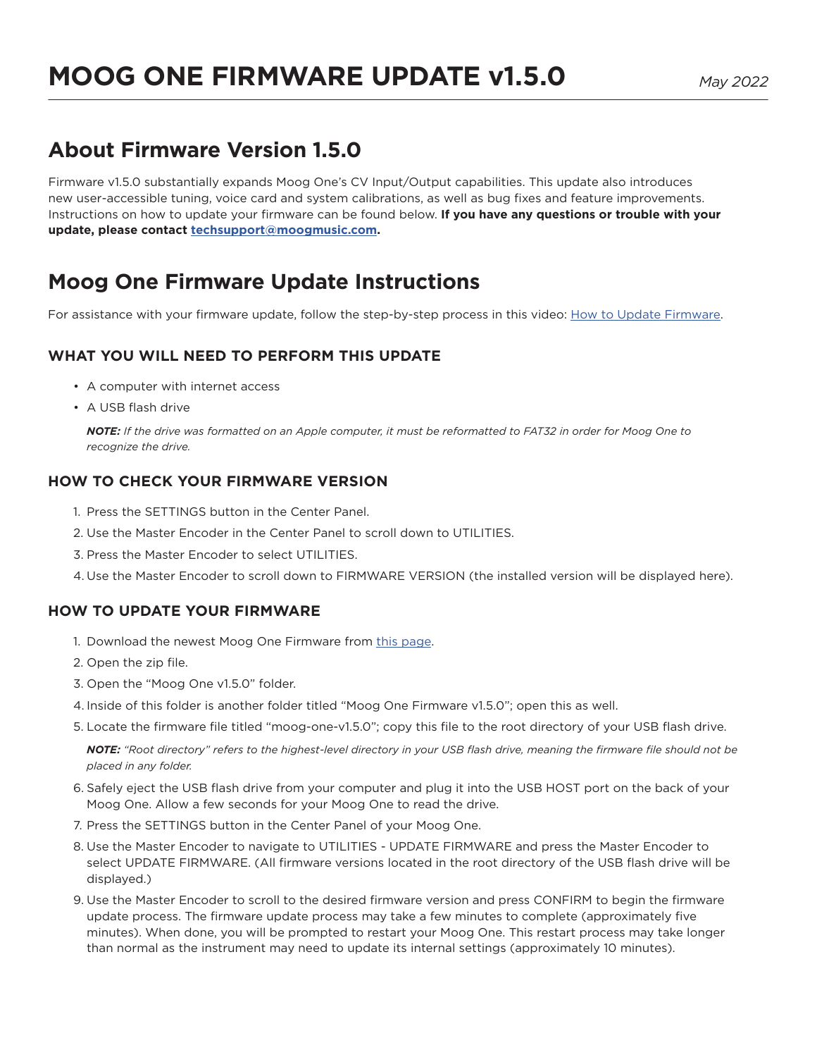# MOOG ONE FIRMWARE UPDATE v1.5.0

*May 2022*

## About Firmware Version 1.5.0

Firmware v1.5.0 substantially expands Moog One's CV Input/Output capabilities. This update also introduces new user-accessible tuning, voice card and system calibrations, as well as bug fixes and feature improvements. Instructions on how to update your firmware can be found below. **If you have any questions or trouble with your update, please contact [techsupport@moogmusic.com](mailto:techsupport@moogmusic.com).**

## Moog One Firmware Update Instructions

For assistance with your firmware update, follow the step-by-step process in this video: [How to Update Firmware](#).

### WHAT YOU WILL NEED TO PERFORM THIS UPDATE

- A computer with internet access
- A USB flash drive

  ***NOTE:*** *If the drive was formatted on an Apple computer, it must be reformatted to FAT32 in order for Moog One to recognize the drive.*

### HOW TO CHECK YOUR FIRMWARE VERSION

1. Press the SETTINGS button in the Center Panel.
2. Use the Master Encoder in the Center Panel to scroll down to UTILITIES.
3. Press the Master Encoder to select UTILITIES.
4. Use the Master Encoder to scroll down to FIRMWARE VERSION (the installed version will be displayed here).

### HOW TO UPDATE YOUR FIRMWARE

1. Download the newest Moog One Firmware from [this page](#).
2. Open the zip file.
3. Open the "Moog One v1.5.0" folder.
4. Inside of this folder is another folder titled "Moog One Firmware v1.5.0"; open this as well.
5. Locate the firmware file titled "moog-one-v1.5.0"; copy this file to the root directory of your USB flash drive.

   ***NOTE:*** *"Root directory" refers to the highest-level directory in your USB flash drive, meaning the firmware file should not be placed in any folder.*

6. Safely eject the USB flash drive from your computer and plug it into the USB HOST port on the back of your Moog One. Allow a few seconds for your Moog One to read the drive.
7. Press the SETTINGS button in the Center Panel of your Moog One.
8. Use the Master Encoder to navigate to UTILITIES - UPDATE FIRMWARE and press the Master Encoder to select UPDATE FIRMWARE. (All firmware versions located in the root directory of the USB flash drive will be displayed.)
9. Use the Master Encoder to scroll to the desired firmware version and press CONFIRM to begin the firmware update process. The firmware update process may take a few minutes to complete (approximately five minutes). When done, you will be prompted to restart your Moog One. This restart process may take longer than normal as the instrument may need to update its internal settings (approximately 10 minutes).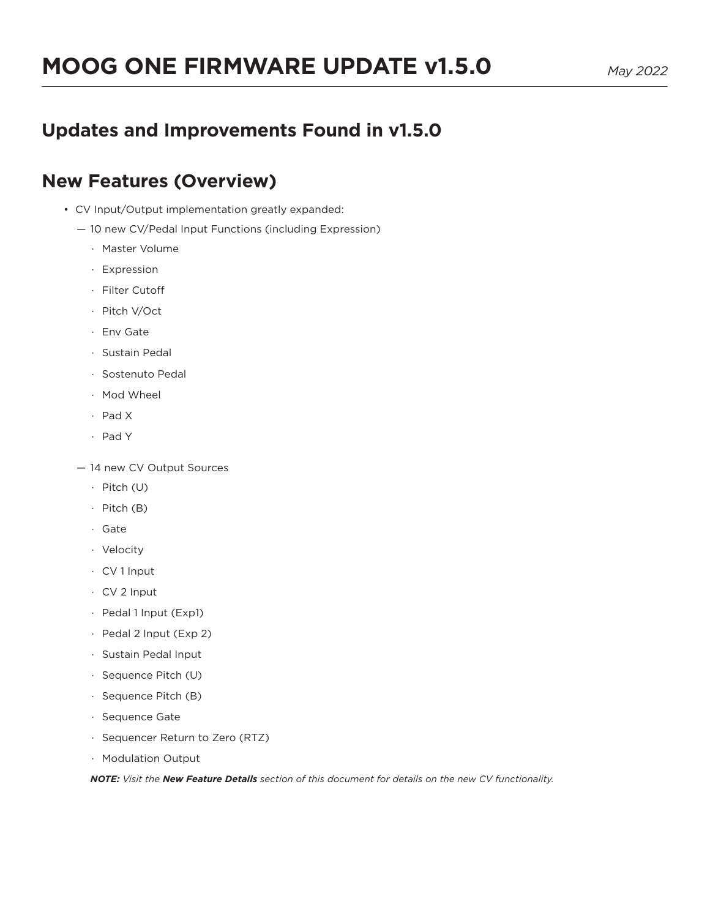# MOOG ONE FIRMWARE UPDATE v1.5.0

*May 2022*

## Updates and Improvements Found in v1.5.0

## New Features (Overview)

- CV Input/Output implementation greatly expanded:
  - — 10 new CV/Pedal Input Functions (including Expression)
    - · Master Volume
    - · Expression
    - · Filter Cutoff
    - · Pitch V/Oct
    - · Env Gate
    - · Sustain Pedal
    - · Sostenuto Pedal
    - · Mod Wheel
    - · Pad X
    - · Pad Y
  - — 14 new CV Output Sources
    - · Pitch (U)
    - · Pitch (B)
    - · Gate
    - · Velocity
    - · CV 1 Input
    - · CV 2 Input
    - · Pedal 1 Input (Exp1)
    - · Pedal 2 Input (Exp 2)
    - · Sustain Pedal Input
    - · Sequence Pitch (U)
    - · Sequence Pitch (B)
    - · Sequence Gate
    - · Sequencer Return to Zero (RTZ)
    - · Modulation Output

  ***NOTE:*** *Visit the* ***New Feature Details*** *section of this document for details on the new CV functionality.*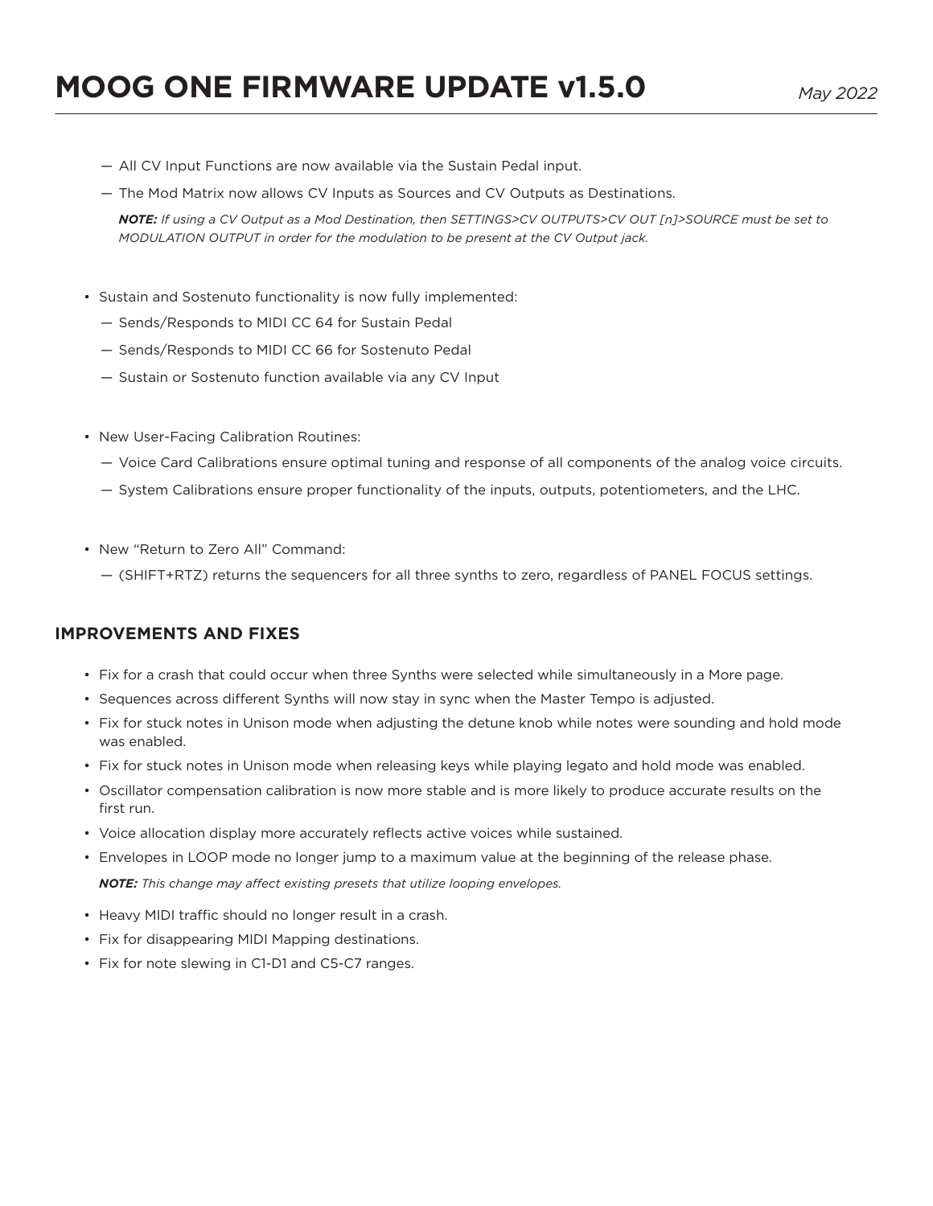- All CV Input Functions are now available via the Sustain Pedal input.
  - The Mod Matrix now allows CV Inputs as Sources and CV Outputs as Destinations.

    ***NOTE:*** *If using a CV Output as a Mod Destination, then SETTINGS>CV OUTPUTS>CV OUT [n]>SOURCE must be set to MODULATION OUTPUT in order for the modulation to be present at the CV Output jack.*

- Sustain and Sostenuto functionality is now fully implemented:
  - Sends/Responds to MIDI CC 64 for Sustain Pedal
  - Sends/Responds to MIDI CC 66 for Sostenuto Pedal
  - Sustain or Sostenuto function available via any CV Input

- New User-Facing Calibration Routines:
  - Voice Card Calibrations ensure optimal tuning and response of all components of the analog voice circuits.
  - System Calibrations ensure proper functionality of the inputs, outputs, potentiometers, and the LHC.

- New "Return to Zero All" Command:
  - (SHIFT+RTZ) returns the sequencers for all three synths to zero, regardless of PANEL FOCUS settings.

## IMPROVEMENTS AND FIXES

- Fix for a crash that could occur when three Synths were selected while simultaneously in a More page.
- Sequences across different Synths will now stay in sync when the Master Tempo is adjusted.
- Fix for stuck notes in Unison mode when adjusting the detune knob while notes were sounding and hold mode was enabled.
- Fix for stuck notes in Unison mode when releasing keys while playing legato and hold mode was enabled.
- Oscillator compensation calibration is now more stable and is more likely to produce accurate results on the first run.
- Voice allocation display more accurately reflects active voices while sustained.
- Envelopes in LOOP mode no longer jump to a maximum value at the beginning of the release phase.

  ***NOTE:*** *This change may affect existing presets that utilize looping envelopes.*

- Heavy MIDI traffic should no longer result in a crash.
- Fix for disappearing MIDI Mapping destinations.
- Fix for note slewing in C1-D1 and C5-C7 ranges.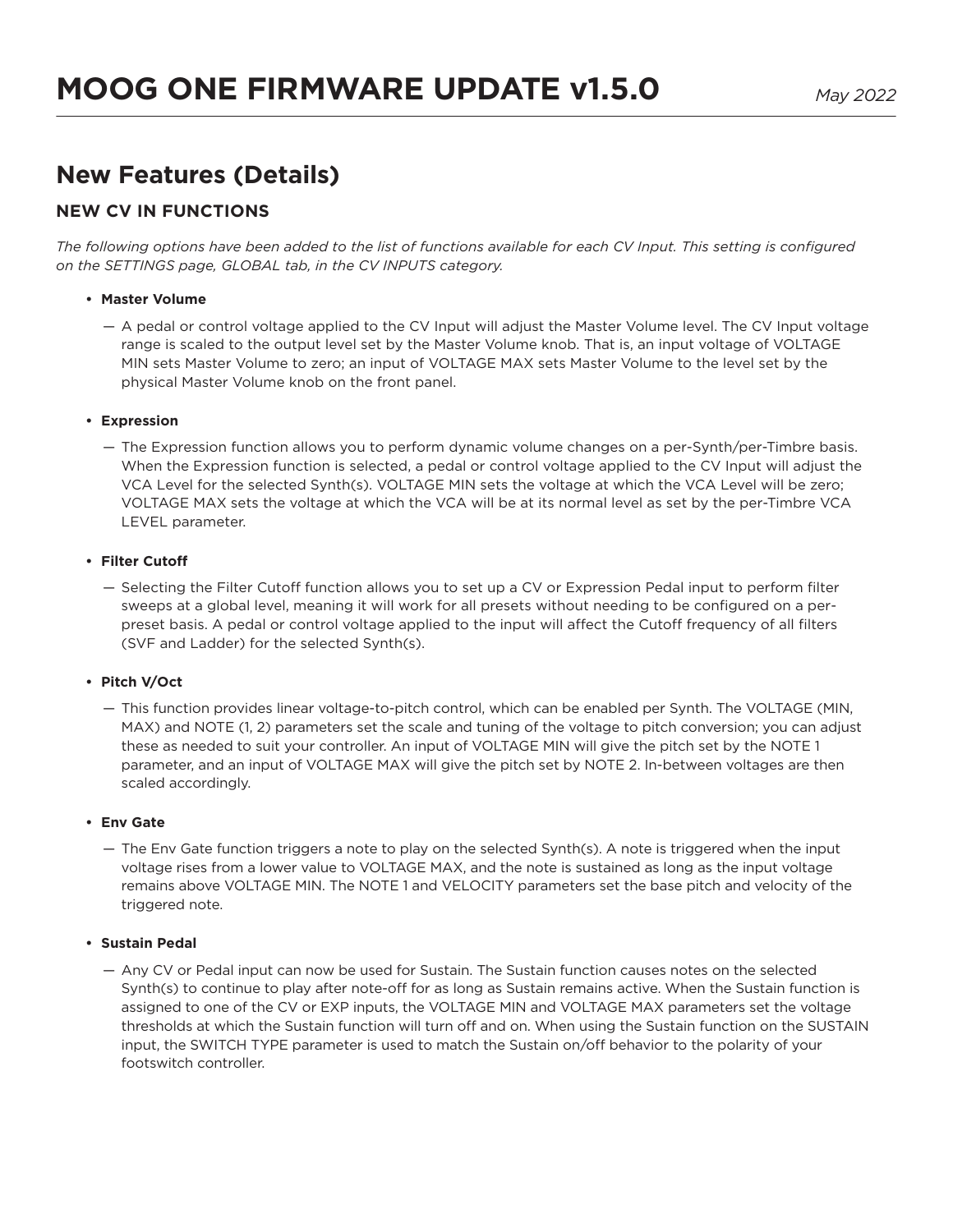# MOOG ONE FIRMWARE UPDATE v1.5.0

*May 2022*

## New Features (Details)

### NEW CV IN FUNCTIONS

*The following options have been added to the list of functions available for each CV Input. This setting is configured on the SETTINGS page, GLOBAL tab, in the CV INPUTS category.*

- **Master Volume**
  — A pedal or control voltage applied to the CV Input will adjust the Master Volume level. The CV Input voltage range is scaled to the output level set by the Master Volume knob. That is, an input voltage of VOLTAGE MIN sets Master Volume to zero; an input of VOLTAGE MAX sets Master Volume to the level set by the physical Master Volume knob on the front panel.

- **Expression**
  — The Expression function allows you to perform dynamic volume changes on a per-Synth/per-Timbre basis. When the Expression function is selected, a pedal or control voltage applied to the CV Input will adjust the VCA Level for the selected Synth(s). VOLTAGE MIN sets the voltage at which the VCA Level will be zero; VOLTAGE MAX sets the voltage at which the VCA will be at its normal level as set by the per-Timbre VCA LEVEL parameter.

- **Filter Cutoff**
  — Selecting the Filter Cutoff function allows you to set up a CV or Expression Pedal input to perform filter sweeps at a global level, meaning it will work for all presets without needing to be configured on a per-preset basis. A pedal or control voltage applied to the input will affect the Cutoff frequency of all filters (SVF and Ladder) for the selected Synth(s).

- **Pitch V/Oct**
  — This function provides linear voltage-to-pitch control, which can be enabled per Synth. The VOLTAGE (MIN, MAX) and NOTE (1, 2) parameters set the scale and tuning of the voltage to pitch conversion; you can adjust these as needed to suit your controller. An input of VOLTAGE MIN will give the pitch set by the NOTE 1 parameter, and an input of VOLTAGE MAX will give the pitch set by NOTE 2. In-between voltages are then scaled accordingly.

- **Env Gate**
  — The Env Gate function triggers a note to play on the selected Synth(s). A note is triggered when the input voltage rises from a lower value to VOLTAGE MAX, and the note is sustained as long as the input voltage remains above VOLTAGE MIN. The NOTE 1 and VELOCITY parameters set the base pitch and velocity of the triggered note.

- **Sustain Pedal**
  — Any CV or Pedal input can now be used for Sustain. The Sustain function causes notes on the selected Synth(s) to continue to play after note-off for as long as Sustain remains active. When the Sustain function is assigned to one of the CV or EXP inputs, the VOLTAGE MIN and VOLTAGE MAX parameters set the voltage thresholds at which the Sustain function will turn off and on. When using the Sustain function on the SUSTAIN input, the SWITCH TYPE parameter is used to match the Sustain on/off behavior to the polarity of your footswitch controller.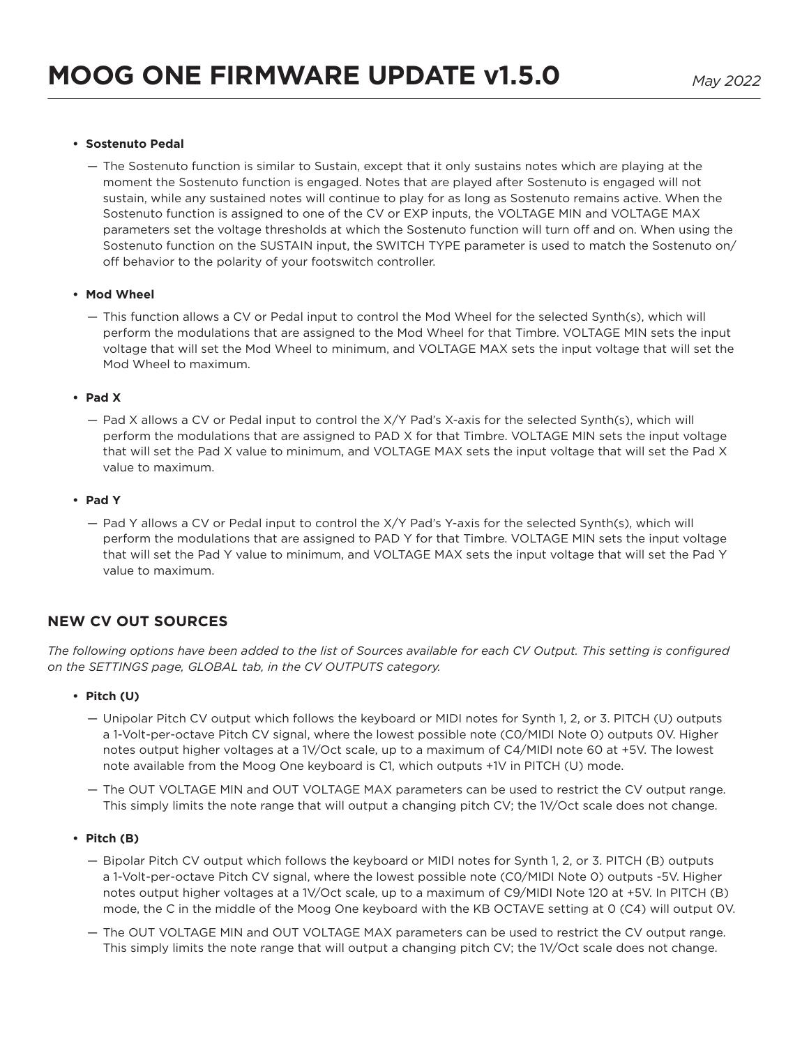- **Sostenuto Pedal**

    — The Sostenuto function is similar to Sustain, except that it only sustains notes which are playing at the moment the Sostenuto function is engaged. Notes that are played after Sostenuto is engaged will not sustain, while any sustained notes will continue to play for as long as Sostenuto remains active. When the Sostenuto function is assigned to one of the CV or EXP inputs, the VOLTAGE MIN and VOLTAGE MAX parameters set the voltage thresholds at which the Sostenuto function will turn off and on. When using the Sostenuto function on the SUSTAIN input, the SWITCH TYPE parameter is used to match the Sostenuto on/off behavior to the polarity of your footswitch controller.

- **Mod Wheel**

    — This function allows a CV or Pedal input to control the Mod Wheel for the selected Synth(s), which will perform the modulations that are assigned to the Mod Wheel for that Timbre. VOLTAGE MIN sets the input voltage that will set the Mod Wheel to minimum, and VOLTAGE MAX sets the input voltage that will set the Mod Wheel to maximum.

- **Pad X**

    — Pad X allows a CV or Pedal input to control the X/Y Pad's X-axis for the selected Synth(s), which will perform the modulations that are assigned to PAD X for that Timbre. VOLTAGE MIN sets the input voltage that will set the Pad X value to minimum, and VOLTAGE MAX sets the input voltage that will set the Pad X value to maximum.

- **Pad Y**

    — Pad Y allows a CV or Pedal input to control the X/Y Pad's Y-axis for the selected Synth(s), which will perform the modulations that are assigned to PAD Y for that Timbre. VOLTAGE MIN sets the input voltage that will set the Pad Y value to minimum, and VOLTAGE MAX sets the input voltage that will set the Pad Y value to maximum.

## NEW CV OUT SOURCES

*The following options have been added to the list of Sources available for each CV Output. This setting is configured on the SETTINGS page, GLOBAL tab, in the CV OUTPUTS category.*

- **Pitch (U)**

    — Unipolar Pitch CV output which follows the keyboard or MIDI notes for Synth 1, 2, or 3. PITCH (U) outputs a 1-Volt-per-octave Pitch CV signal, where the lowest possible note (C0/MIDI Note 0) outputs 0V. Higher notes output higher voltages at a 1V/Oct scale, up to a maximum of C4/MIDI note 60 at +5V. The lowest note available from the Moog One keyboard is C1, which outputs +1V in PITCH (U) mode.

    — The OUT VOLTAGE MIN and OUT VOLTAGE MAX parameters can be used to restrict the CV output range. This simply limits the note range that will output a changing pitch CV; the 1V/Oct scale does not change.

- **Pitch (B)**

    — Bipolar Pitch CV output which follows the keyboard or MIDI notes for Synth 1, 2, or 3. PITCH (B) outputs a 1-Volt-per-octave Pitch CV signal, where the lowest possible note (C0/MIDI Note 0) outputs -5V. Higher notes output higher voltages at a 1V/Oct scale, up to a maximum of C9/MIDI Note 120 at +5V. In PITCH (B) mode, the C in the middle of the Moog One keyboard with the KB OCTAVE setting at 0 (C4) will output 0V.

    — The OUT VOLTAGE MIN and OUT VOLTAGE MAX parameters can be used to restrict the CV output range. This simply limits the note range that will output a changing pitch CV; the 1V/Oct scale does not change.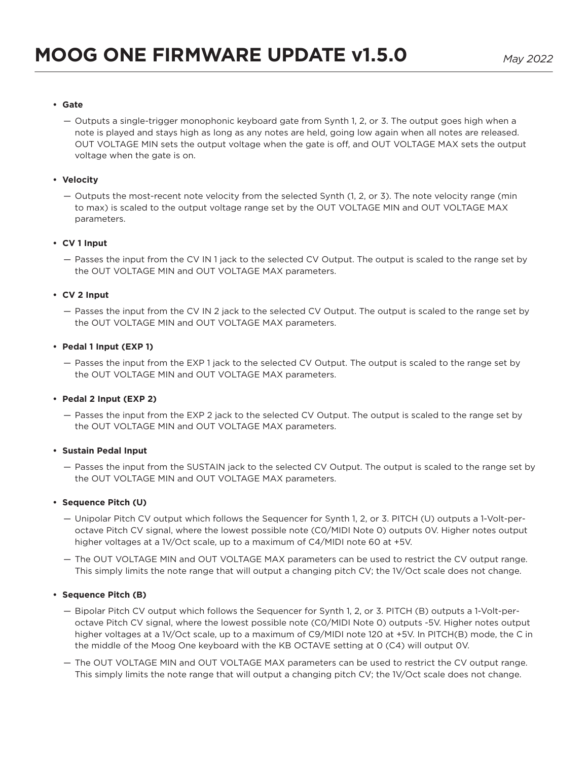- **Gate**
  - — Outputs a single-trigger monophonic keyboard gate from Synth 1, 2, or 3. The output goes high when a note is played and stays high as long as any notes are held, going low again when all notes are released. OUT VOLTAGE MIN sets the output voltage when the gate is off, and OUT VOLTAGE MAX sets the output voltage when the gate is on.

- **Velocity**
  - — Outputs the most-recent note velocity from the selected Synth (1, 2, or 3). The note velocity range (min to max) is scaled to the output voltage range set by the OUT VOLTAGE MIN and OUT VOLTAGE MAX parameters.

- **CV 1 Input**
  - — Passes the input from the CV IN 1 jack to the selected CV Output. The output is scaled to the range set by the OUT VOLTAGE MIN and OUT VOLTAGE MAX parameters.

- **CV 2 Input**
  - — Passes the input from the CV IN 2 jack to the selected CV Output. The output is scaled to the range set by the OUT VOLTAGE MIN and OUT VOLTAGE MAX parameters.

- **Pedal 1 Input (EXP 1)**
  - — Passes the input from the EXP 1 jack to the selected CV Output. The output is scaled to the range set by the OUT VOLTAGE MIN and OUT VOLTAGE MAX parameters.

- **Pedal 2 Input (EXP 2)**
  - — Passes the input from the EXP 2 jack to the selected CV Output. The output is scaled to the range set by the OUT VOLTAGE MIN and OUT VOLTAGE MAX parameters.

- **Sustain Pedal Input**
  - — Passes the input from the SUSTAIN jack to the selected CV Output. The output is scaled to the range set by the OUT VOLTAGE MIN and OUT VOLTAGE MAX parameters.

- **Sequence Pitch (U)**
  - — Unipolar Pitch CV output which follows the Sequencer for Synth 1, 2, or 3. PITCH (U) outputs a 1-Volt-per-octave Pitch CV signal, where the lowest possible note (C0/MIDI Note 0) outputs 0V. Higher notes output higher voltages at a 1V/Oct scale, up to a maximum of C4/MIDI note 60 at +5V.
  - — The OUT VOLTAGE MIN and OUT VOLTAGE MAX parameters can be used to restrict the CV output range. This simply limits the note range that will output a changing pitch CV; the 1V/Oct scale does not change.

- **Sequence Pitch (B)**
  - — Bipolar Pitch CV output which follows the Sequencer for Synth 1, 2, or 3. PITCH (B) outputs a 1-Volt-per-octave Pitch CV signal, where the lowest possible note (C0/MIDI Note 0) outputs -5V. Higher notes output higher voltages at a 1V/Oct scale, up to a maximum of C9/MIDI note 120 at +5V. In PITCH(B) mode, the C in the middle of the Moog One keyboard with the KB OCTAVE setting at 0 (C4) will output 0V.
  - — The OUT VOLTAGE MIN and OUT VOLTAGE MAX parameters can be used to restrict the CV output range. This simply limits the note range that will output a changing pitch CV; the 1V/Oct scale does not change.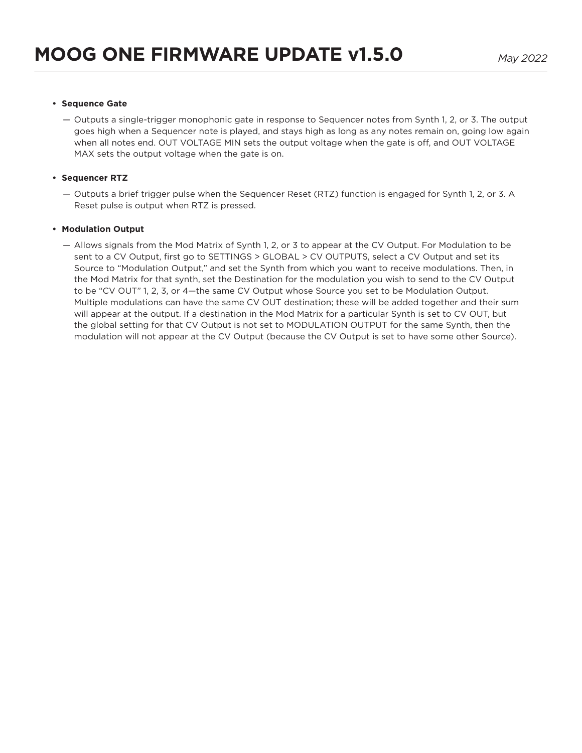- **Sequence Gate**
  - Outputs a single-trigger monophonic gate in response to Sequencer notes from Synth 1, 2, or 3. The output goes high when a Sequencer note is played, and stays high as long as any notes remain on, going low again when all notes end. OUT VOLTAGE MIN sets the output voltage when the gate is off, and OUT VOLTAGE MAX sets the output voltage when the gate is on.

- **Sequencer RTZ**
  - Outputs a brief trigger pulse when the Sequencer Reset (RTZ) function is engaged for Synth 1, 2, or 3. A Reset pulse is output when RTZ is pressed.

- **Modulation Output**
  - Allows signals from the Mod Matrix of Synth 1, 2, or 3 to appear at the CV Output. For Modulation to be sent to a CV Output, first go to SETTINGS > GLOBAL > CV OUTPUTS, select a CV Output and set its Source to "Modulation Output," and set the Synth from which you want to receive modulations. Then, in the Mod Matrix for that synth, set the Destination for the modulation you wish to send to the CV Output to be "CV OUT" 1, 2, 3, or 4—the same CV Output whose Source you set to be Modulation Output. Multiple modulations can have the same CV OUT destination; these will be added together and their sum will appear at the output. If a destination in the Mod Matrix for a particular Synth is set to CV OUT, but the global setting for that CV Output is not set to MODULATION OUTPUT for the same Synth, then the modulation will not appear at the CV Output (because the CV Output is set to have some other Source).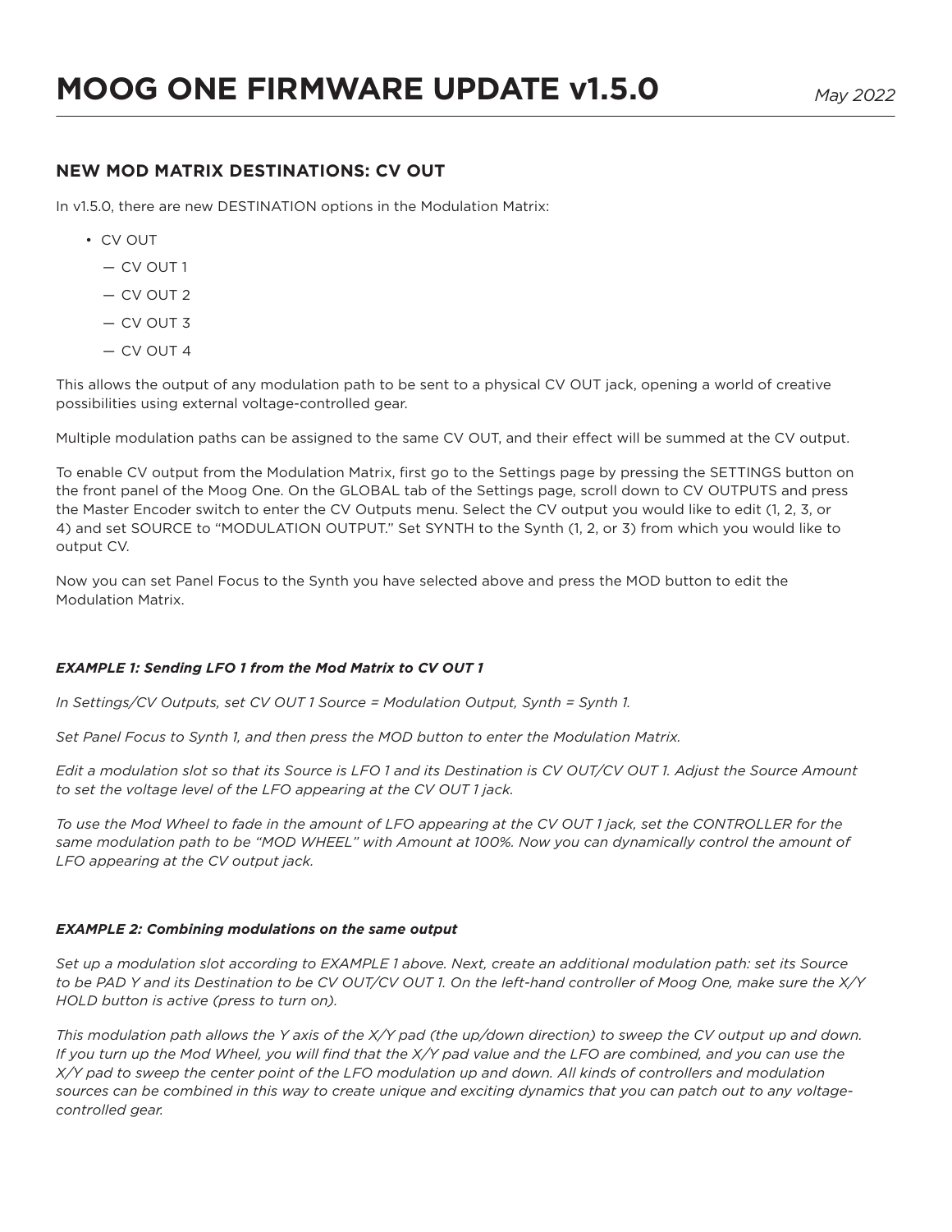# MOOG ONE FIRMWARE UPDATE v1.5.0

*May 2022*

## NEW MOD MATRIX DESTINATIONS: CV OUT

In v1.5.0, there are new DESTINATION options in the Modulation Matrix:

- CV OUT
  - — CV OUT 1
  - — CV OUT 2
  - — CV OUT 3
  - — CV OUT 4

This allows the output of any modulation path to be sent to a physical CV OUT jack, opening a world of creative possibilities using external voltage-controlled gear.

Multiple modulation paths can be assigned to the same CV OUT, and their effect will be summed at the CV output.

To enable CV output from the Modulation Matrix, first go to the Settings page by pressing the SETTINGS button on the front panel of the Moog One. On the GLOBAL tab of the Settings page, scroll down to CV OUTPUTS and press the Master Encoder switch to enter the CV Outputs menu. Select the CV output you would like to edit (1, 2, 3, or 4) and set SOURCE to "MODULATION OUTPUT." Set SYNTH to the Synth (1, 2, or 3) from which you would like to output CV.

Now you can set Panel Focus to the Synth you have selected above and press the MOD button to edit the Modulation Matrix.

***EXAMPLE 1: Sending LFO 1 from the Mod Matrix to CV OUT 1***

*In Settings/CV Outputs, set CV OUT 1 Source = Modulation Output, Synth = Synth 1.*

*Set Panel Focus to Synth 1, and then press the MOD button to enter the Modulation Matrix.*

*Edit a modulation slot so that its Source is LFO 1 and its Destination is CV OUT/CV OUT 1. Adjust the Source Amount to set the voltage level of the LFO appearing at the CV OUT 1 jack.*

*To use the Mod Wheel to fade in the amount of LFO appearing at the CV OUT 1 jack, set the CONTROLLER for the same modulation path to be "MOD WHEEL" with Amount at 100%. Now you can dynamically control the amount of LFO appearing at the CV output jack.*

***EXAMPLE 2: Combining modulations on the same output***

*Set up a modulation slot according to EXAMPLE 1 above. Next, create an additional modulation path: set its Source to be PAD Y and its Destination to be CV OUT/CV OUT 1. On the left-hand controller of Moog One, make sure the X/Y HOLD button is active (press to turn on).*

*This modulation path allows the Y axis of the X/Y pad (the up/down direction) to sweep the CV output up and down. If you turn up the Mod Wheel, you will find that the X/Y pad value and the LFO are combined, and you can use the X/Y pad to sweep the center point of the LFO modulation up and down. All kinds of controllers and modulation sources can be combined in this way to create unique and exciting dynamics that you can patch out to any voltage-controlled gear.*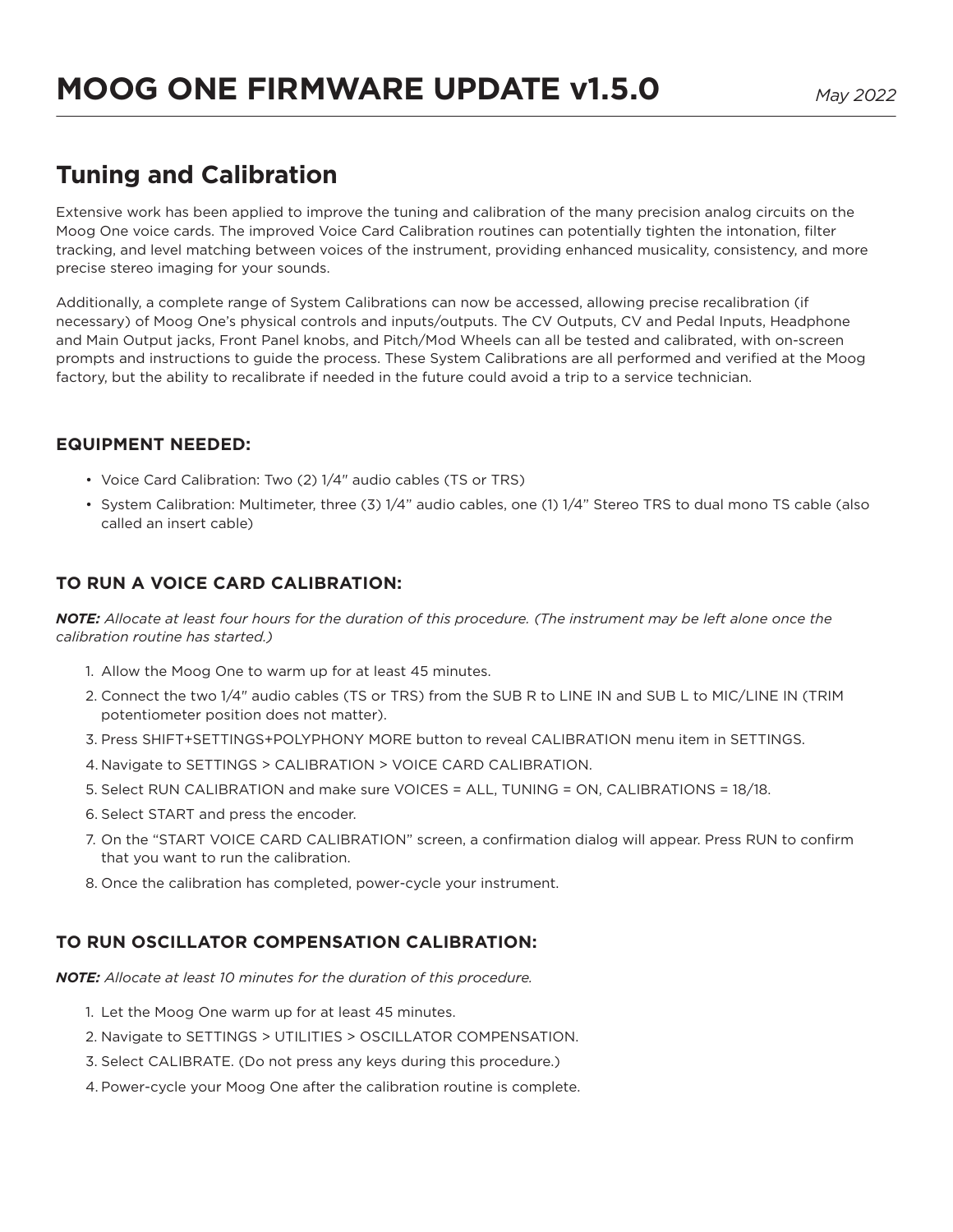# MOOG ONE FIRMWARE UPDATE v1.5.0

*May 2022*

## Tuning and Calibration

Extensive work has been applied to improve the tuning and calibration of the many precision analog circuits on the Moog One voice cards. The improved Voice Card Calibration routines can potentially tighten the intonation, filter tracking, and level matching between voices of the instrument, providing enhanced musicality, consistency, and more precise stereo imaging for your sounds.

Additionally, a complete range of System Calibrations can now be accessed, allowing precise recalibration (if necessary) of Moog One's physical controls and inputs/outputs. The CV Outputs, CV and Pedal Inputs, Headphone and Main Output jacks, Front Panel knobs, and Pitch/Mod Wheels can all be tested and calibrated, with on-screen prompts and instructions to guide the process. These System Calibrations are all performed and verified at the Moog factory, but the ability to recalibrate if needed in the future could avoid a trip to a service technician.

### EQUIPMENT NEEDED:

- Voice Card Calibration: Two (2) 1/4" audio cables (TS or TRS)
- System Calibration: Multimeter, three (3) 1/4" audio cables, one (1) 1/4" Stereo TRS to dual mono TS cable (also called an insert cable)

### TO RUN A VOICE CARD CALIBRATION:

***NOTE:*** *Allocate at least four hours for the duration of this procedure. (The instrument may be left alone once the calibration routine has started.)*

1. Allow the Moog One to warm up for at least 45 minutes.
2. Connect the two 1/4" audio cables (TS or TRS) from the SUB R to LINE IN and SUB L to MIC/LINE IN (TRIM potentiometer position does not matter).
3. Press SHIFT+SETTINGS+POLYPHONY MORE button to reveal CALIBRATION menu item in SETTINGS.
4. Navigate to SETTINGS > CALIBRATION > VOICE CARD CALIBRATION.
5. Select RUN CALIBRATION and make sure VOICES = ALL, TUNING = ON, CALIBRATIONS = 18/18.
6. Select START and press the encoder.
7. On the "START VOICE CARD CALIBRATION" screen, a confirmation dialog will appear. Press RUN to confirm that you want to run the calibration.
8. Once the calibration has completed, power-cycle your instrument.

### TO RUN OSCILLATOR COMPENSATION CALIBRATION:

***NOTE:*** *Allocate at least 10 minutes for the duration of this procedure.*

1. Let the Moog One warm up for at least 45 minutes.
2. Navigate to SETTINGS > UTILITIES > OSCILLATOR COMPENSATION.
3. Select CALIBRATE. (Do not press any keys during this procedure.)
4. Power-cycle your Moog One after the calibration routine is complete.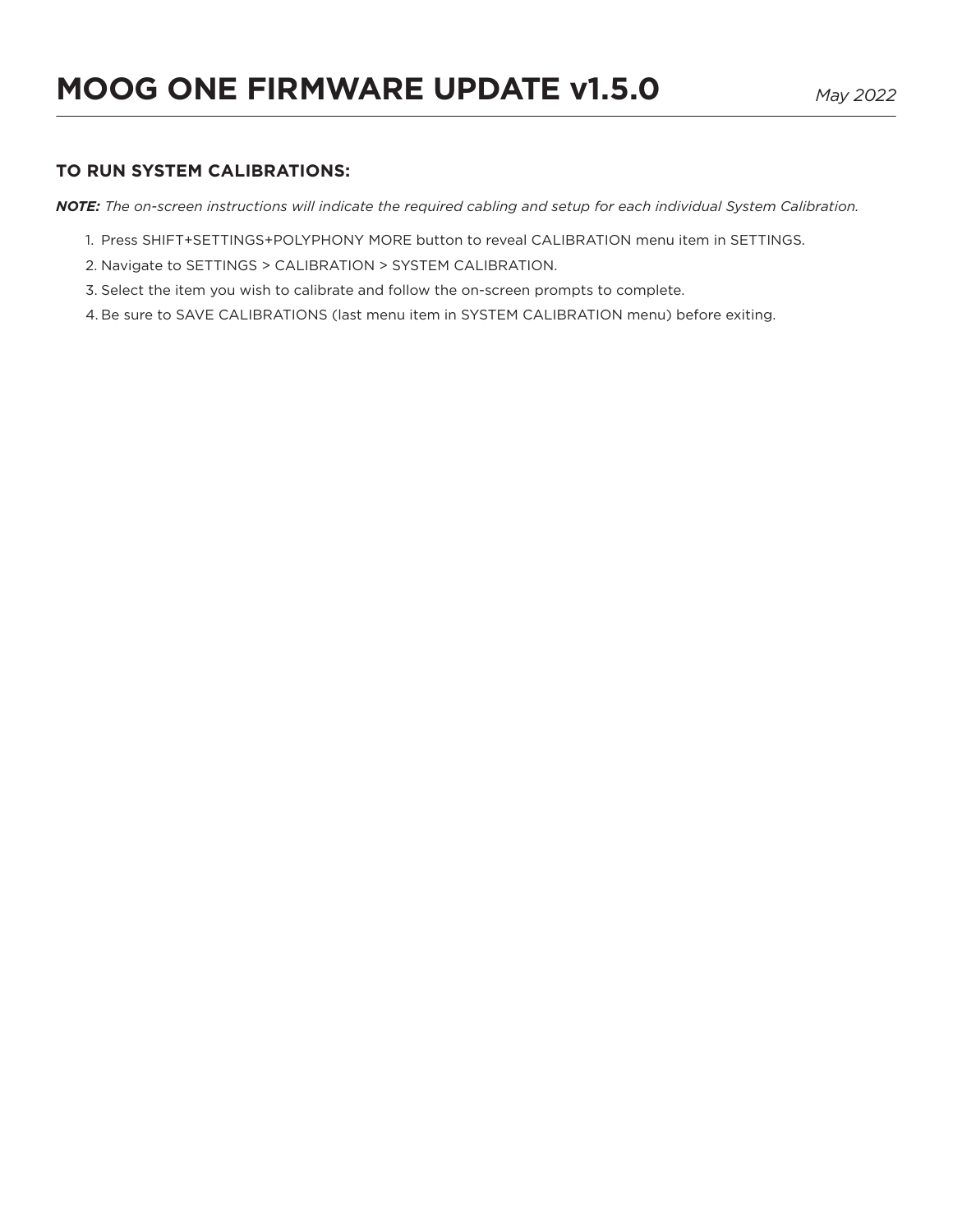# MOOG ONE FIRMWARE UPDATE v1.5.0

*May 2022*

## TO RUN SYSTEM CALIBRATIONS:

***NOTE:*** *The on-screen instructions will indicate the required cabling and setup for each individual System Calibration.*

1. Press SHIFT+SETTINGS+POLYPHONY MORE button to reveal CALIBRATION menu item in SETTINGS.
2. Navigate to SETTINGS > CALIBRATION > SYSTEM CALIBRATION.
3. Select the item you wish to calibrate and follow the on-screen prompts to complete.
4. Be sure to SAVE CALIBRATIONS (last menu item in SYSTEM CALIBRATION menu) before exiting.